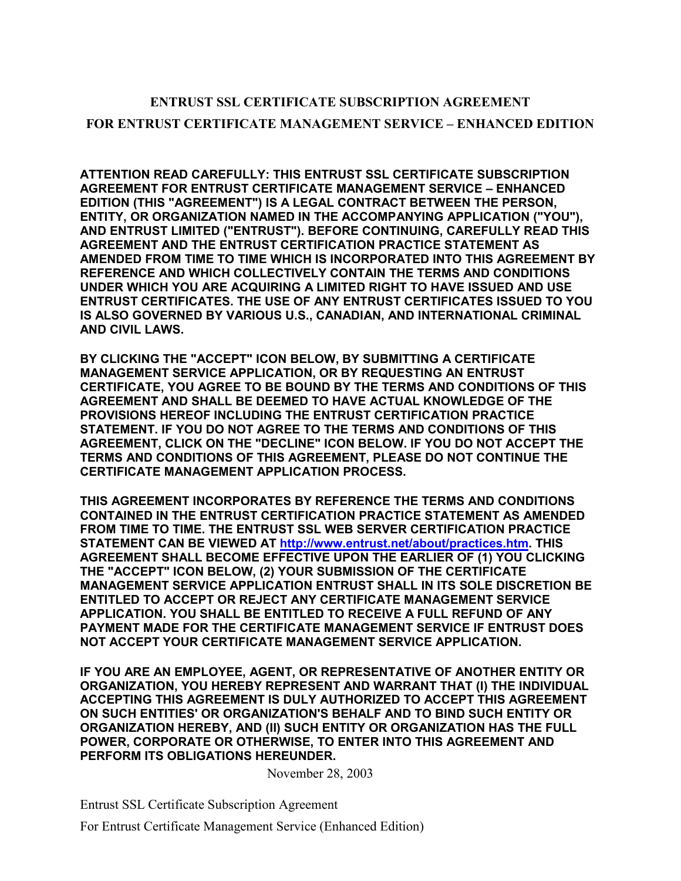# ENTRUST SSL CERTIFICATE SUBSCRIPTION AGREEMENT

# FOR ENTRUST CERTIFICATE MANAGEMENT SERVICE – ENHANCED EDITION

**ATTENTION READ CAREFULLY: THIS ENTRUST SSL CERTIFICATE SUBSCRIPTION AGREEMENT FOR ENTRUST CERTIFICATE MANAGEMENT SERVICE – ENHANCED EDITION (THIS "AGREEMENT") IS A LEGAL CONTRACT BETWEEN THE PERSON, ENTITY, OR ORGANIZATION NAMED IN THE ACCOMPANYING APPLICATION ("YOU"), AND ENTRUST LIMITED ("ENTRUST"). BEFORE CONTINUING, CAREFULLY READ THIS AGREEMENT AND THE ENTRUST CERTIFICATION PRACTICE STATEMENT AS AMENDED FROM TIME TO TIME WHICH IS INCORPORATED INTO THIS AGREEMENT BY REFERENCE AND WHICH COLLECTIVELY CONTAIN THE TERMS AND CONDITIONS UNDER WHICH YOU ARE ACQUIRING A LIMITED RIGHT TO HAVE ISSUED AND USE ENTRUST CERTIFICATES. THE USE OF ANY ENTRUST CERTIFICATES ISSUED TO YOU IS ALSO GOVERNED BY VARIOUS U.S., CANADIAN, AND INTERNATIONAL CRIMINAL AND CIVIL LAWS.**

**BY CLICKING THE "ACCEPT" ICON BELOW, BY SUBMITTING A CERTIFICATE MANAGEMENT SERVICE APPLICATION, OR BY REQUESTING AN ENTRUST CERTIFICATE, YOU AGREE TO BE BOUND BY THE TERMS AND CONDITIONS OF THIS AGREEMENT AND SHALL BE DEEMED TO HAVE ACTUAL KNOWLEDGE OF THE PROVISIONS HEREOF INCLUDING THE ENTRUST CERTIFICATION PRACTICE STATEMENT. IF YOU DO NOT AGREE TO THE TERMS AND CONDITIONS OF THIS AGREEMENT, CLICK ON THE "DECLINE" ICON BELOW. IF YOU DO NOT ACCEPT THE TERMS AND CONDITIONS OF THIS AGREEMENT, PLEASE DO NOT CONTINUE THE CERTIFICATE MANAGEMENT APPLICATION PROCESS.**

**THIS AGREEMENT INCORPORATES BY REFERENCE THE TERMS AND CONDITIONS CONTAINED IN THE ENTRUST CERTIFICATION PRACTICE STATEMENT AS AMENDED FROM TIME TO TIME. THE ENTRUST SSL WEB SERVER CERTIFICATION PRACTICE STATEMENT CAN BE VIEWED AT [http://www.entrust.net/about/practices.htm](http://www.entrust.net/about/practices.htm). THIS AGREEMENT SHALL BECOME EFFECTIVE UPON THE EARLIER OF (1) YOU CLICKING THE "ACCEPT" ICON BELOW, (2) YOUR SUBMISSION OF THE CERTIFICATE MANAGEMENT SERVICE APPLICATION ENTRUST SHALL IN ITS SOLE DISCRETION BE ENTITLED TO ACCEPT OR REJECT ANY CERTIFICATE MANAGEMENT SERVICE APPLICATION. YOU SHALL BE ENTITLED TO RECEIVE A FULL REFUND OF ANY PAYMENT MADE FOR THE CERTIFICATE MANAGEMENT SERVICE IF ENTRUST DOES NOT ACCEPT YOUR CERTIFICATE MANAGEMENT SERVICE APPLICATION.**

**IF YOU ARE AN EMPLOYEE, AGENT, OR REPRESENTATIVE OF ANOTHER ENTITY OR ORGANIZATION, YOU HEREBY REPRESENT AND WARRANT THAT (I) THE INDIVIDUAL ACCEPTING THIS AGREEMENT IS DULY AUTHORIZED TO ACCEPT THIS AGREEMENT ON SUCH ENTITIES' OR ORGANIZATION'S BEHALF AND TO BIND SUCH ENTITY OR ORGANIZATION HEREBY, AND (II) SUCH ENTITY OR ORGANIZATION HAS THE FULL POWER, CORPORATE OR OTHERWISE, TO ENTER INTO THIS AGREEMENT AND PERFORM ITS OBLIGATIONS HEREUNDER.**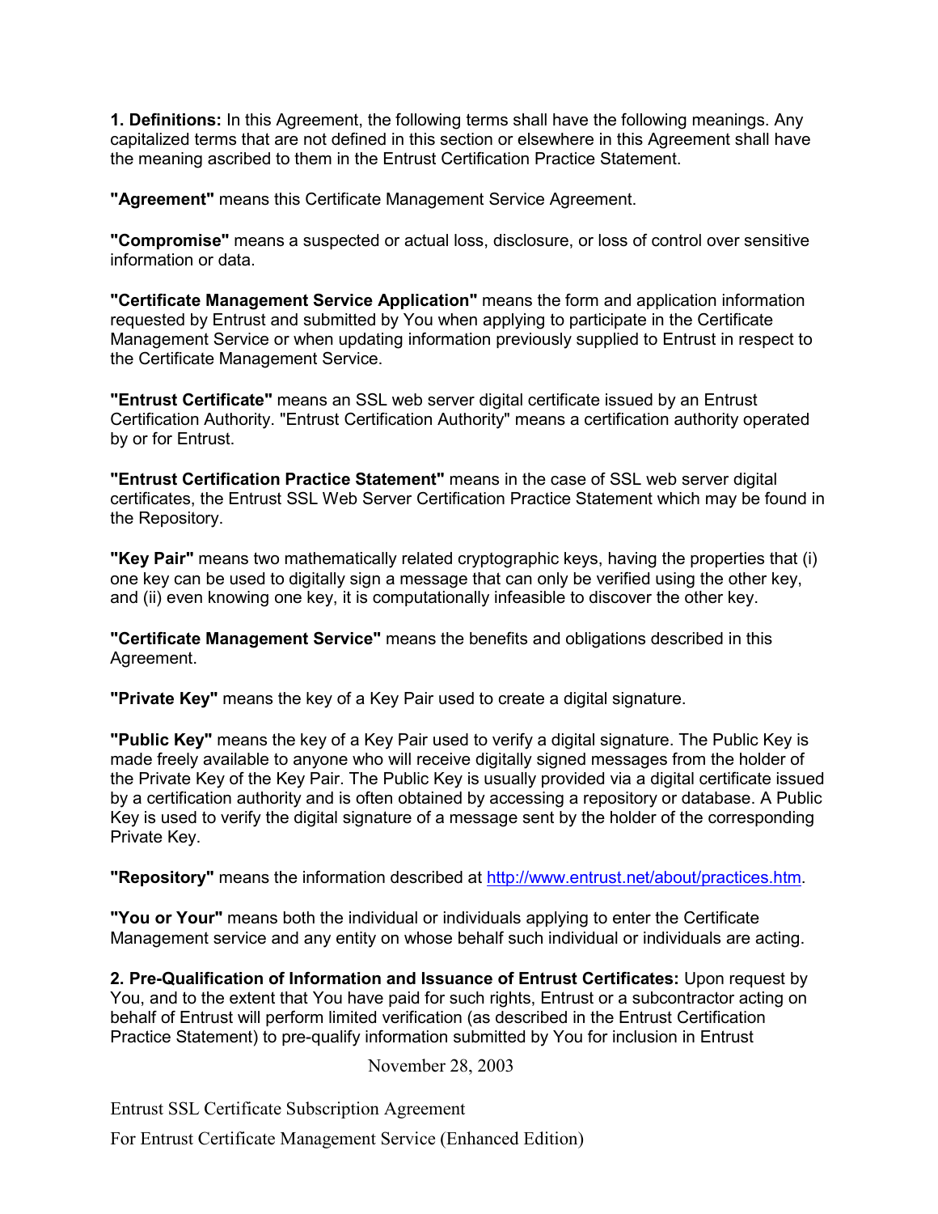**1. Definitions:** In this Agreement, the following terms shall have the following meanings. Any capitalized terms that are not defined in this section or elsewhere in this Agreement shall have the meaning ascribed to them in the Entrust Certification Practice Statement.

**"Agreement"** means this Certificate Management Service Agreement.

**"Compromise"** means a suspected or actual loss, disclosure, or loss of control over sensitive information or data.

**"Certificate Management Service Application"** means the form and application information requested by Entrust and submitted by You when applying to participate in the Certificate Management Service or when updating information previously supplied to Entrust in respect to the Certificate Management Service.

**"Entrust Certificate"** means an SSL web server digital certificate issued by an Entrust Certification Authority. "Entrust Certification Authority" means a certification authority operated by or for Entrust.

**"Entrust Certification Practice Statement"** means in the case of SSL web server digital certificates, the Entrust SSL Web Server Certification Practice Statement which may be found in the Repository.

**"Key Pair"** means two mathematically related cryptographic keys, having the properties that (i) one key can be used to digitally sign a message that can only be verified using the other key, and (ii) even knowing one key, it is computationally infeasible to discover the other key.

**"Certificate Management Service"** means the benefits and obligations described in this Agreement.

**"Private Key"** means the key of a Key Pair used to create a digital signature.

**"Public Key"** means the key of a Key Pair used to verify a digital signature. The Public Key is made freely available to anyone who will receive digitally signed messages from the holder of the Private Key of the Key Pair. The Public Key is usually provided via a digital certificate issued by a certification authority and is often obtained by accessing a repository or database. A Public Key is used to verify the digital signature of a message sent by the holder of the corresponding Private Key.

**"Repository"** means the information described at [http://www.entrust.net/about/practices.htm](http://www.entrust.net/about/practices.htm).

**"You or Your"** means both the individual or individuals applying to enter the Certificate Management service and any entity on whose behalf such individual or individuals are acting.

**2. Pre-Qualification of Information and Issuance of Entrust Certificates:** Upon request by You, and to the extent that You have paid for such rights, Entrust or a subcontractor acting on behalf of Entrust will perform limited verification (as described in the Entrust Certification Practice Statement) to pre-qualify information submitted by You for inclusion in Entrust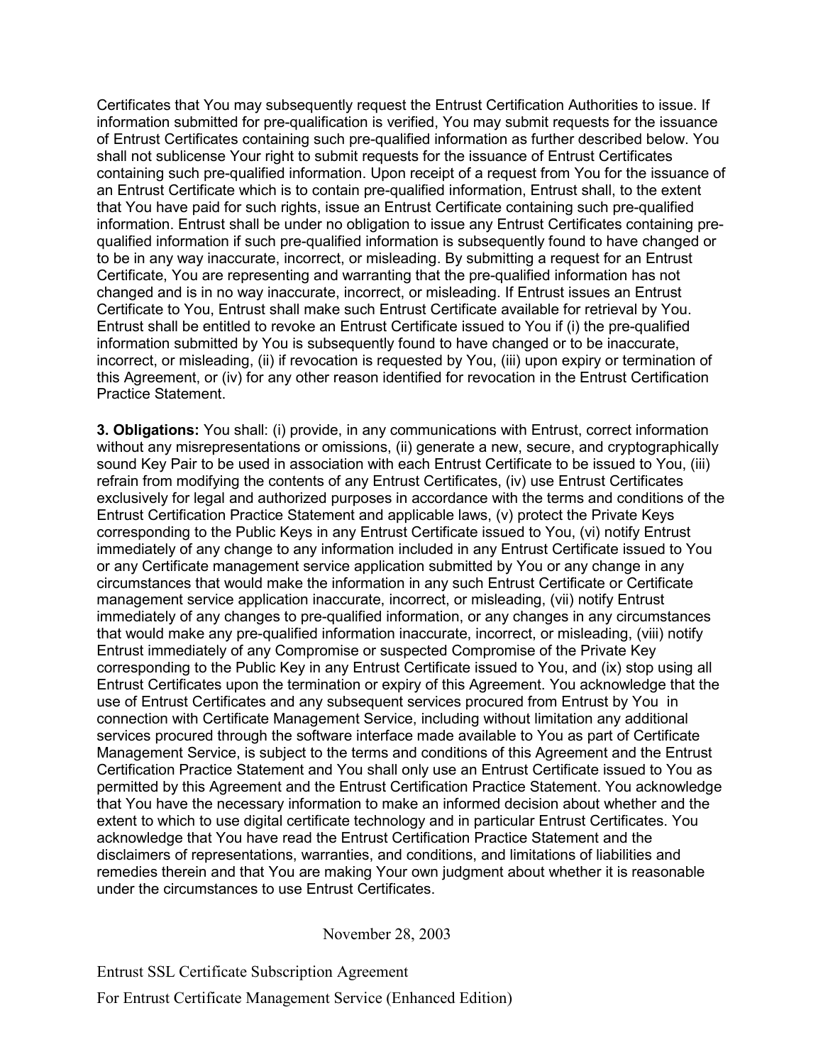Certificates that You may subsequently request the Entrust Certification Authorities to issue. If information submitted for pre-qualification is verified, You may submit requests for the issuance of Entrust Certificates containing such pre-qualified information as further described below. You shall not sublicense Your right to submit requests for the issuance of Entrust Certificates containing such pre-qualified information. Upon receipt of a request from You for the issuance of an Entrust Certificate which is to contain pre-qualified information, Entrust shall, to the extent that You have paid for such rights, issue an Entrust Certificate containing such pre-qualified information. Entrust shall be under no obligation to issue any Entrust Certificates containing pre-qualified information if such pre-qualified information is subsequently found to have changed or to be in any way inaccurate, incorrect, or misleading. By submitting a request for an Entrust Certificate, You are representing and warranting that the pre-qualified information has not changed and is in no way inaccurate, incorrect, or misleading. If Entrust issues an Entrust Certificate to You, Entrust shall make such Entrust Certificate available for retrieval by You. Entrust shall be entitled to revoke an Entrust Certificate issued to You if (i) the pre-qualified information submitted by You is subsequently found to have changed or to be inaccurate, incorrect, or misleading, (ii) if revocation is requested by You, (iii) upon expiry or termination of this Agreement, or (iv) for any other reason identified for revocation in the Entrust Certification Practice Statement.

**3. Obligations:** You shall: (i) provide, in any communications with Entrust, correct information without any misrepresentations or omissions, (ii) generate a new, secure, and cryptographically sound Key Pair to be used in association with each Entrust Certificate to be issued to You, (iii) refrain from modifying the contents of any Entrust Certificates, (iv) use Entrust Certificates exclusively for legal and authorized purposes in accordance with the terms and conditions of the Entrust Certification Practice Statement and applicable laws, (v) protect the Private Keys corresponding to the Public Keys in any Entrust Certificate issued to You, (vi) notify Entrust immediately of any change to any information included in any Entrust Certificate issued to You or any Certificate management service application submitted by You or any change in any circumstances that would make the information in any such Entrust Certificate or Certificate management service application inaccurate, incorrect, or misleading, (vii) notify Entrust immediately of any changes to pre-qualified information, or any changes in any circumstances that would make any pre-qualified information inaccurate, incorrect, or misleading, (viii) notify Entrust immediately of any Compromise or suspected Compromise of the Private Key corresponding to the Public Key in any Entrust Certificate issued to You, and (ix) stop using all Entrust Certificates upon the termination or expiry of this Agreement. You acknowledge that the use of Entrust Certificates and any subsequent services procured from Entrust by You in connection with Certificate Management Service, including without limitation any additional services procured through the software interface made available to You as part of Certificate Management Service, is subject to the terms and conditions of this Agreement and the Entrust Certification Practice Statement and You shall only use an Entrust Certificate issued to You as permitted by this Agreement and the Entrust Certification Practice Statement. You acknowledge that You have the necessary information to make an informed decision about whether and the extent to which to use digital certificate technology and in particular Entrust Certificates. You acknowledge that You have read the Entrust Certification Practice Statement and the disclaimers of representations, warranties, and conditions, and limitations of liabilities and remedies therein and that You are making Your own judgment about whether it is reasonable under the circumstances to use Entrust Certificates.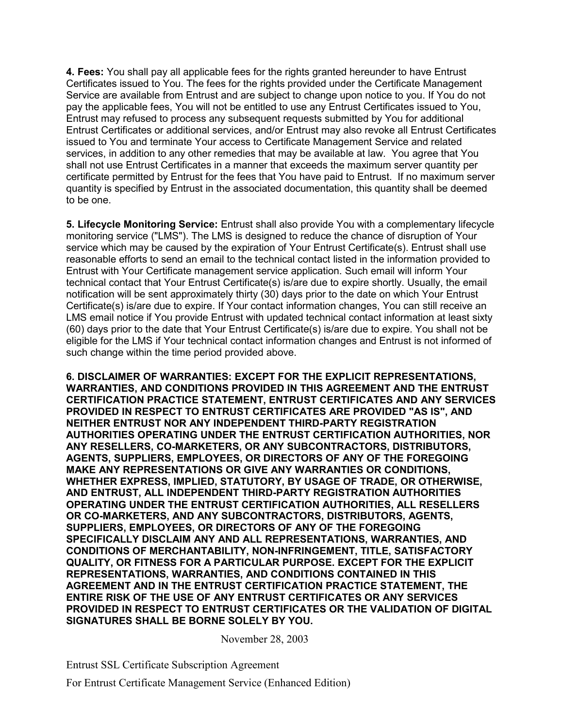**4. Fees:** You shall pay all applicable fees for the rights granted hereunder to have Entrust Certificates issued to You. The fees for the rights provided under the Certificate Management Service are available from Entrust and are subject to change upon notice to you. If You do not pay the applicable fees, You will not be entitled to use any Entrust Certificates issued to You, Entrust may refused to process any subsequent requests submitted by You for additional Entrust Certificates or additional services, and/or Entrust may also revoke all Entrust Certificates issued to You and terminate Your access to Certificate Management Service and related services, in addition to any other remedies that may be available at law. You agree that You shall not use Entrust Certificates in a manner that exceeds the maximum server quantity per certificate permitted by Entrust for the fees that You have paid to Entrust. If no maximum server quantity is specified by Entrust in the associated documentation, this quantity shall be deemed to be one.

**5. Lifecycle Monitoring Service:** Entrust shall also provide You with a complementary lifecycle monitoring service ("LMS"). The LMS is designed to reduce the chance of disruption of Your service which may be caused by the expiration of Your Entrust Certificate(s). Entrust shall use reasonable efforts to send an email to the technical contact listed in the information provided to Entrust with Your Certificate management service application. Such email will inform Your technical contact that Your Entrust Certificate(s) is/are due to expire shortly. Usually, the email notification will be sent approximately thirty (30) days prior to the date on which Your Entrust Certificate(s) is/are due to expire. If Your contact information changes, You can still receive an LMS email notice if You provide Entrust with updated technical contact information at least sixty (60) days prior to the date that Your Entrust Certificate(s) is/are due to expire. You shall not be eligible for the LMS if Your technical contact information changes and Entrust is not informed of such change within the time period provided above.

**6. DISCLAIMER OF WARRANTIES: EXCEPT FOR THE EXPLICIT REPRESENTATIONS, WARRANTIES, AND CONDITIONS PROVIDED IN THIS AGREEMENT AND THE ENTRUST CERTIFICATION PRACTICE STATEMENT, ENTRUST CERTIFICATES AND ANY SERVICES PROVIDED IN RESPECT TO ENTRUST CERTIFICATES ARE PROVIDED "AS IS", AND NEITHER ENTRUST NOR ANY INDEPENDENT THIRD-PARTY REGISTRATION AUTHORITIES OPERATING UNDER THE ENTRUST CERTIFICATION AUTHORITIES, NOR ANY RESELLERS, CO-MARKETERS, OR ANY SUBCONTRACTORS, DISTRIBUTORS, AGENTS, SUPPLIERS, EMPLOYEES, OR DIRECTORS OF ANY OF THE FOREGOING MAKE ANY REPRESENTATIONS OR GIVE ANY WARRANTIES OR CONDITIONS, WHETHER EXPRESS, IMPLIED, STATUTORY, BY USAGE OF TRADE, OR OTHERWISE, AND ENTRUST, ALL INDEPENDENT THIRD-PARTY REGISTRATION AUTHORITIES OPERATING UNDER THE ENTRUST CERTIFICATION AUTHORITIES, ALL RESELLERS OR CO-MARKETERS, AND ANY SUBCONTRACTORS, DISTRIBUTORS, AGENTS, SUPPLIERS, EMPLOYEES, OR DIRECTORS OF ANY OF THE FOREGOING SPECIFICALLY DISCLAIM ANY AND ALL REPRESENTATIONS, WARRANTIES, AND CONDITIONS OF MERCHANTABILITY, NON-INFRINGEMENT, TITLE, SATISFACTORY QUALITY, OR FITNESS FOR A PARTICULAR PURPOSE. EXCEPT FOR THE EXPLICIT REPRESENTATIONS, WARRANTIES, AND CONDITIONS CONTAINED IN THIS AGREEMENT AND IN THE ENTRUST CERTIFICATION PRACTICE STATEMENT, THE ENTIRE RISK OF THE USE OF ANY ENTRUST CERTIFICATES OR ANY SERVICES PROVIDED IN RESPECT TO ENTRUST CERTIFICATES OR THE VALIDATION OF DIGITAL SIGNATURES SHALL BE BORNE SOLELY BY YOU.**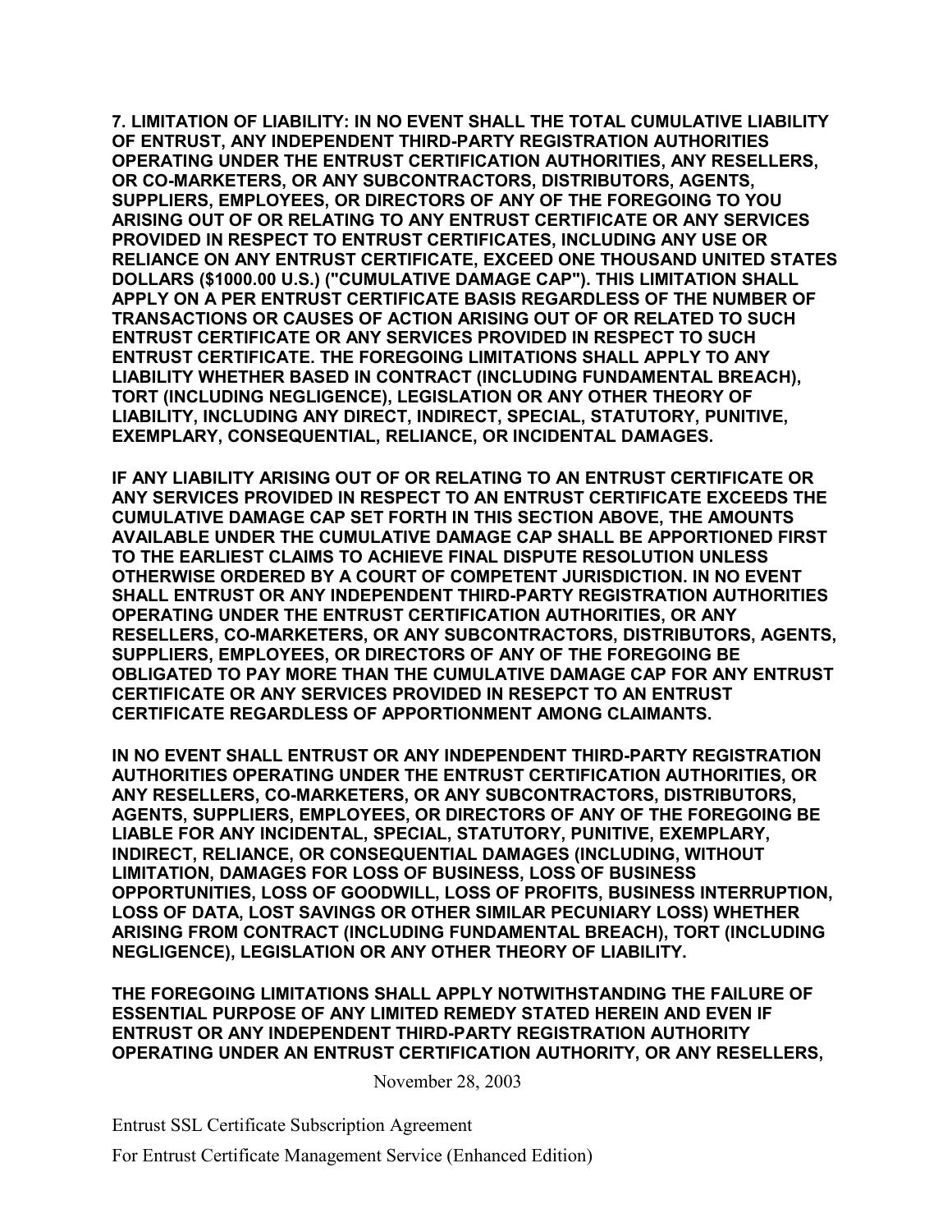**7. LIMITATION OF LIABILITY: IN NO EVENT SHALL THE TOTAL CUMULATIVE LIABILITY OF ENTRUST, ANY INDEPENDENT THIRD-PARTY REGISTRATION AUTHORITIES OPERATING UNDER THE ENTRUST CERTIFICATION AUTHORITIES, ANY RESELLERS, OR CO-MARKETERS, OR ANY SUBCONTRACTORS, DISTRIBUTORS, AGENTS, SUPPLIERS, EMPLOYEES, OR DIRECTORS OF ANY OF THE FOREGOING TO YOU ARISING OUT OF OR RELATING TO ANY ENTRUST CERTIFICATE OR ANY SERVICES PROVIDED IN RESPECT TO ENTRUST CERTIFICATES, INCLUDING ANY USE OR RELIANCE ON ANY ENTRUST CERTIFICATE, EXCEED ONE THOUSAND UNITED STATES DOLLARS ($1000.00 U.S.) ("CUMULATIVE DAMAGE CAP"). THIS LIMITATION SHALL APPLY ON A PER ENTRUST CERTIFICATE BASIS REGARDLESS OF THE NUMBER OF TRANSACTIONS OR CAUSES OF ACTION ARISING OUT OF OR RELATED TO SUCH ENTRUST CERTIFICATE OR ANY SERVICES PROVIDED IN RESPECT TO SUCH ENTRUST CERTIFICATE. THE FOREGOING LIMITATIONS SHALL APPLY TO ANY LIABILITY WHETHER BASED IN CONTRACT (INCLUDING FUNDAMENTAL BREACH), TORT (INCLUDING NEGLIGENCE), LEGISLATION OR ANY OTHER THEORY OF LIABILITY, INCLUDING ANY DIRECT, INDIRECT, SPECIAL, STATUTORY, PUNITIVE, EXEMPLARY, CONSEQUENTIAL, RELIANCE, OR INCIDENTAL DAMAGES.**

**IF ANY LIABILITY ARISING OUT OF OR RELATING TO AN ENTRUST CERTIFICATE OR ANY SERVICES PROVIDED IN RESPECT TO AN ENTRUST CERTIFICATE EXCEEDS THE CUMULATIVE DAMAGE CAP SET FORTH IN THIS SECTION ABOVE, THE AMOUNTS AVAILABLE UNDER THE CUMULATIVE DAMAGE CAP SHALL BE APPORTIONED FIRST TO THE EARLIEST CLAIMS TO ACHIEVE FINAL DISPUTE RESOLUTION UNLESS OTHERWISE ORDERED BY A COURT OF COMPETENT JURISDICTION. IN NO EVENT SHALL ENTRUST OR ANY INDEPENDENT THIRD-PARTY REGISTRATION AUTHORITIES OPERATING UNDER THE ENTRUST CERTIFICATION AUTHORITIES, OR ANY RESELLERS, CO-MARKETERS, OR ANY SUBCONTRACTORS, DISTRIBUTORS, AGENTS, SUPPLIERS, EMPLOYEES, OR DIRECTORS OF ANY OF THE FOREGOING BE OBLIGATED TO PAY MORE THAN THE CUMULATIVE DAMAGE CAP FOR ANY ENTRUST CERTIFICATE OR ANY SERVICES PROVIDED IN RESEPCT TO AN ENTRUST CERTIFICATE REGARDLESS OF APPORTIONMENT AMONG CLAIMANTS.**

**IN NO EVENT SHALL ENTRUST OR ANY INDEPENDENT THIRD-PARTY REGISTRATION AUTHORITIES OPERATING UNDER THE ENTRUST CERTIFICATION AUTHORITIES, OR ANY RESELLERS, CO-MARKETERS, OR ANY SUBCONTRACTORS, DISTRIBUTORS, AGENTS, SUPPLIERS, EMPLOYEES, OR DIRECTORS OF ANY OF THE FOREGOING BE LIABLE FOR ANY INCIDENTAL, SPECIAL, STATUTORY, PUNITIVE, EXEMPLARY, INDIRECT, RELIANCE, OR CONSEQUENTIAL DAMAGES (INCLUDING, WITHOUT LIMITATION, DAMAGES FOR LOSS OF BUSINESS, LOSS OF BUSINESS OPPORTUNITIES, LOSS OF GOODWILL, LOSS OF PROFITS, BUSINESS INTERRUPTION, LOSS OF DATA, LOST SAVINGS OR OTHER SIMILAR PECUNIARY LOSS) WHETHER ARISING FROM CONTRACT (INCLUDING FUNDAMENTAL BREACH), TORT (INCLUDING NEGLIGENCE), LEGISLATION OR ANY OTHER THEORY OF LIABILITY.**

**THE FOREGOING LIMITATIONS SHALL APPLY NOTWITHSTANDING THE FAILURE OF ESSENTIAL PURPOSE OF ANY LIMITED REMEDY STATED HEREIN AND EVEN IF ENTRUST OR ANY INDEPENDENT THIRD-PARTY REGISTRATION AUTHORITY OPERATING UNDER AN ENTRUST CERTIFICATION AUTHORITY, OR ANY RESELLERS,**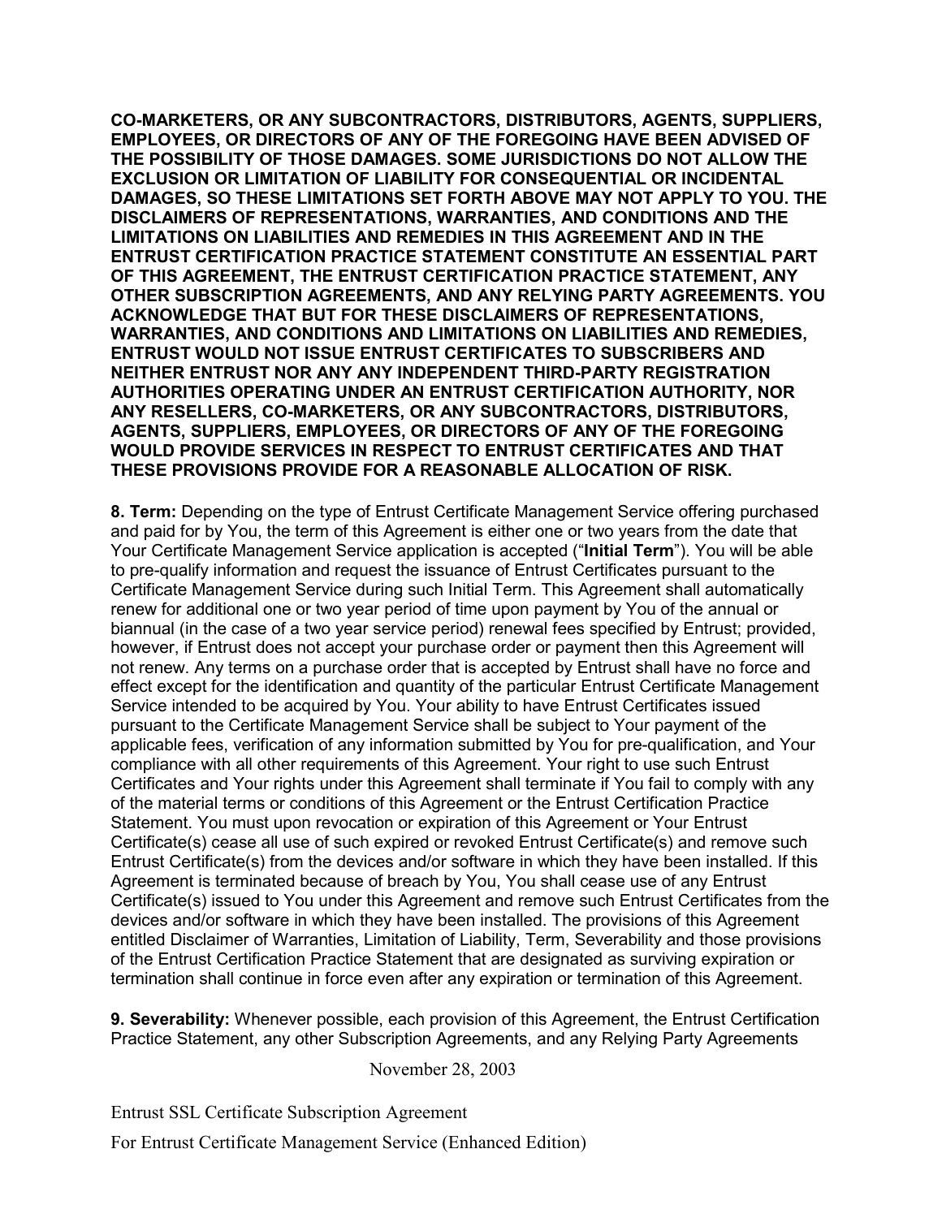**CO-MARKETERS, OR ANY SUBCONTRACTORS, DISTRIBUTORS, AGENTS, SUPPLIERS, EMPLOYEES, OR DIRECTORS OF ANY OF THE FOREGOING HAVE BEEN ADVISED OF THE POSSIBILITY OF THOSE DAMAGES. SOME JURISDICTIONS DO NOT ALLOW THE EXCLUSION OR LIMITATION OF LIABILITY FOR CONSEQUENTIAL OR INCIDENTAL DAMAGES, SO THESE LIMITATIONS SET FORTH ABOVE MAY NOT APPLY TO YOU. THE DISCLAIMERS OF REPRESENTATIONS, WARRANTIES, AND CONDITIONS AND THE LIMITATIONS ON LIABILITIES AND REMEDIES IN THIS AGREEMENT AND IN THE ENTRUST CERTIFICATION PRACTICE STATEMENT CONSTITUTE AN ESSENTIAL PART OF THIS AGREEMENT, THE ENTRUST CERTIFICATION PRACTICE STATEMENT, ANY OTHER SUBSCRIPTION AGREEMENTS, AND ANY RELYING PARTY AGREEMENTS. YOU ACKNOWLEDGE THAT BUT FOR THESE DISCLAIMERS OF REPRESENTATIONS, WARRANTIES, AND CONDITIONS AND LIMITATIONS ON LIABILITIES AND REMEDIES, ENTRUST WOULD NOT ISSUE ENTRUST CERTIFICATES TO SUBSCRIBERS AND NEITHER ENTRUST NOR ANY ANY INDEPENDENT THIRD-PARTY REGISTRATION AUTHORITIES OPERATING UNDER AN ENTRUST CERTIFICATION AUTHORITY, NOR ANY RESELLERS, CO-MARKETERS, OR ANY SUBCONTRACTORS, DISTRIBUTORS, AGENTS, SUPPLIERS, EMPLOYEES, OR DIRECTORS OF ANY OF THE FOREGOING WOULD PROVIDE SERVICES IN RESPECT TO ENTRUST CERTIFICATES AND THAT THESE PROVISIONS PROVIDE FOR A REASONABLE ALLOCATION OF RISK.**

**8. Term:** Depending on the type of Entrust Certificate Management Service offering purchased and paid for by You, the term of this Agreement is either one or two years from the date that Your Certificate Management Service application is accepted ("**Initial Term**"). You will be able to pre-qualify information and request the issuance of Entrust Certificates pursuant to the Certificate Management Service during such Initial Term. This Agreement shall automatically renew for additional one or two year period of time upon payment by You of the annual or biannual (in the case of a two year service period) renewal fees specified by Entrust; provided, however, if Entrust does not accept your purchase order or payment then this Agreement will not renew. Any terms on a purchase order that is accepted by Entrust shall have no force and effect except for the identification and quantity of the particular Entrust Certificate Management Service intended to be acquired by You. Your ability to have Entrust Certificates issued pursuant to the Certificate Management Service shall be subject to Your payment of the applicable fees, verification of any information submitted by You for pre-qualification, and Your compliance with all other requirements of this Agreement. Your right to use such Entrust Certificates and Your rights under this Agreement shall terminate if You fail to comply with any of the material terms or conditions of this Agreement or the Entrust Certification Practice Statement. You must upon revocation or expiration of this Agreement or Your Entrust Certificate(s) cease all use of such expired or revoked Entrust Certificate(s) and remove such Entrust Certificate(s) from the devices and/or software in which they have been installed. If this Agreement is terminated because of breach by You, You shall cease use of any Entrust Certificate(s) issued to You under this Agreement and remove such Entrust Certificates from the devices and/or software in which they have been installed. The provisions of this Agreement entitled Disclaimer of Warranties, Limitation of Liability, Term, Severability and those provisions of the Entrust Certification Practice Statement that are designated as surviving expiration or termination shall continue in force even after any expiration or termination of this Agreement.

**9. Severability:** Whenever possible, each provision of this Agreement, the Entrust Certification Practice Statement, any other Subscription Agreements, and any Relying Party Agreements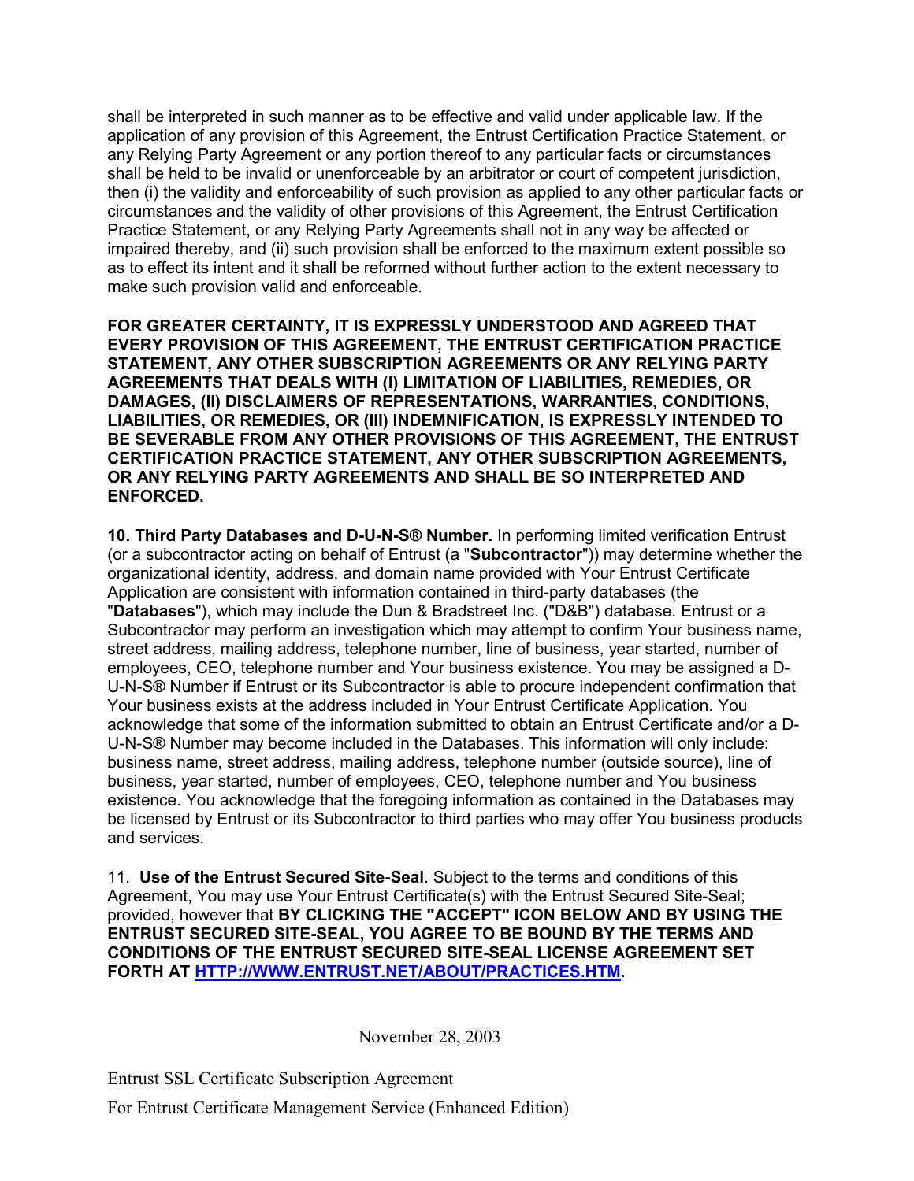shall be interpreted in such manner as to be effective and valid under applicable law. If the application of any provision of this Agreement, the Entrust Certification Practice Statement, or any Relying Party Agreement or any portion thereof to any particular facts or circumstances shall be held to be invalid or unenforceable by an arbitrator or court of competent jurisdiction, then (i) the validity and enforceability of such provision as applied to any other particular facts or circumstances and the validity of other provisions of this Agreement, the Entrust Certification Practice Statement, or any Relying Party Agreements shall not in any way be affected or impaired thereby, and (ii) such provision shall be enforced to the maximum extent possible so as to effect its intent and it shall be reformed without further action to the extent necessary to make such provision valid and enforceable.

**FOR GREATER CERTAINTY, IT IS EXPRESSLY UNDERSTOOD AND AGREED THAT EVERY PROVISION OF THIS AGREEMENT, THE ENTRUST CERTIFICATION PRACTICE STATEMENT, ANY OTHER SUBSCRIPTION AGREEMENTS OR ANY RELYING PARTY AGREEMENTS THAT DEALS WITH (I) LIMITATION OF LIABILITIES, REMEDIES, OR DAMAGES, (II) DISCLAIMERS OF REPRESENTATIONS, WARRANTIES, CONDITIONS, LIABILITIES, OR REMEDIES, OR (III) INDEMNIFICATION, IS EXPRESSLY INTENDED TO BE SEVERABLE FROM ANY OTHER PROVISIONS OF THIS AGREEMENT, THE ENTRUST CERTIFICATION PRACTICE STATEMENT, ANY OTHER SUBSCRIPTION AGREEMENTS, OR ANY RELYING PARTY AGREEMENTS AND SHALL BE SO INTERPRETED AND ENFORCED.**

**10. Third Party Databases and D-U-N-S® Number.** In performing limited verification Entrust (or a subcontractor acting on behalf of Entrust (a "**Subcontractor**")) may determine whether the organizational identity, address, and domain name provided with Your Entrust Certificate Application are consistent with information contained in third-party databases (the "**Databases**"), which may include the Dun & Bradstreet Inc. ("D&B") database. Entrust or a Subcontractor may perform an investigation which may attempt to confirm Your business name, street address, mailing address, telephone number, line of business, year started, number of employees, CEO, telephone number and Your business existence. You may be assigned a D-U-N-S® Number if Entrust or its Subcontractor is able to procure independent confirmation that Your business exists at the address included in Your Entrust Certificate Application. You acknowledge that some of the information submitted to obtain an Entrust Certificate and/or a D-U-N-S® Number may become included in the Databases. This information will only include: business name, street address, mailing address, telephone number (outside source), line of business, year started, number of employees, CEO, telephone number and You business existence. You acknowledge that the foregoing information as contained in the Databases may be licensed by Entrust or its Subcontractor to third parties who may offer You business products and services.

11. **Use of the Entrust Secured Site-Seal**. Subject to the terms and conditions of this Agreement, You may use Your Entrust Certificate(s) with the Entrust Secured Site-Seal; provided, however that **BY CLICKING THE "ACCEPT" ICON BELOW AND BY USING THE ENTRUST SECURED SITE-SEAL, YOU AGREE TO BE BOUND BY THE TERMS AND CONDITIONS OF THE ENTRUST SECURED SITE-SEAL LICENSE AGREEMENT SET FORTH AT [HTTP://WWW.ENTRUST.NET/ABOUT/PRACTICES.HTM](HTTP://WWW.ENTRUST.NET/ABOUT/PRACTICES.HTM).**

November 28, 2003

Entrust SSL Certificate Subscription Agreement

For Entrust Certificate Management Service (Enhanced Edition)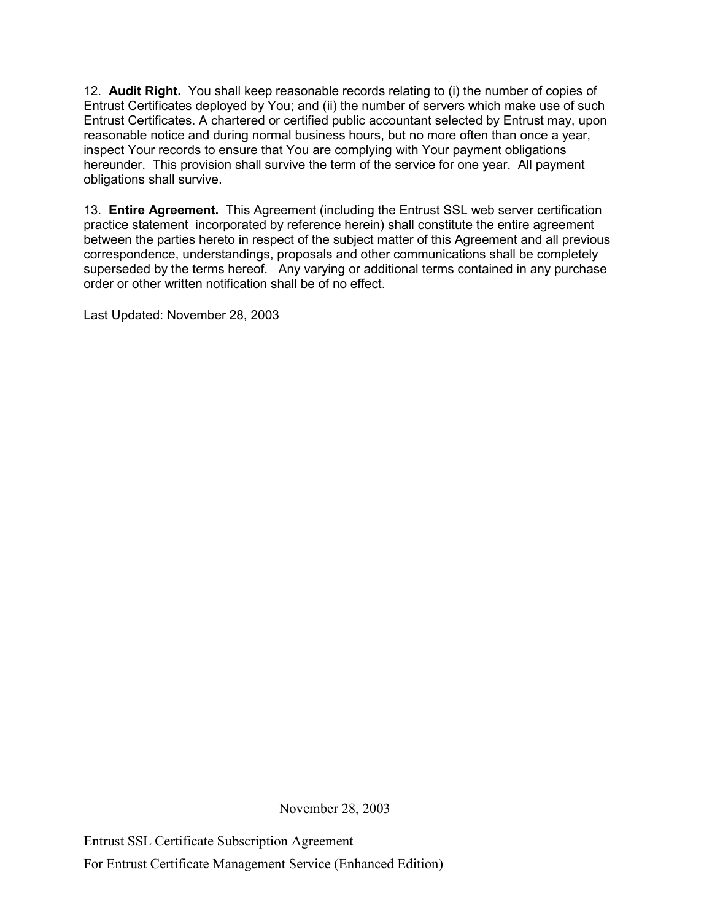12. **Audit Right.** You shall keep reasonable records relating to (i) the number of copies of Entrust Certificates deployed by You; and (ii) the number of servers which make use of such Entrust Certificates. A chartered or certified public accountant selected by Entrust may, upon reasonable notice and during normal business hours, but no more often than once a year, inspect Your records to ensure that You are complying with Your payment obligations hereunder. This provision shall survive the term of the service for one year. All payment obligations shall survive.

13. **Entire Agreement.** This Agreement (including the Entrust SSL web server certification practice statement incorporated by reference herein) shall constitute the entire agreement between the parties hereto in respect of the subject matter of this Agreement and all previous correspondence, understandings, proposals and other communications shall be completely superseded by the terms hereof. Any varying or additional terms contained in any purchase order or other written notification shall be of no effect.

Last Updated: November 28, 2003